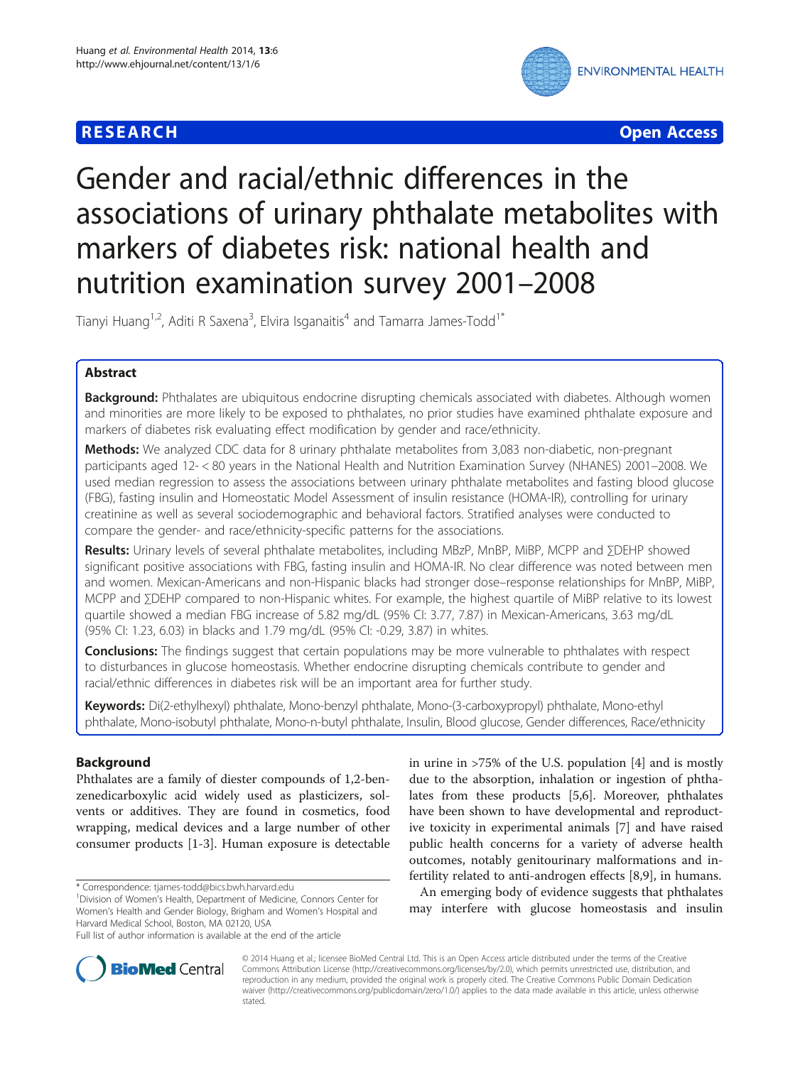**RESEARCH** **Open Access**

# Gender and racial/ethnic differences in the associations of urinary phthalate metabolites with markers of diabetes risk: national health and nutrition examination survey 2001–2008

Tianyi Huang[1,2], Aditi R Saxena[3], Elvira Isganaitis[4] and Tamarra James-Todd[1*]

## Abstract

**Background:** Phthalates are ubiquitous endocrine disrupting chemicals associated with diabetes. Although women and minorities are more likely to be exposed to phthalates, no prior studies have examined phthalate exposure and markers of diabetes risk evaluating effect modification by gender and race/ethnicity.

**Methods:** We analyzed CDC data for 8 urinary phthalate metabolites from 3,083 non-diabetic, non-pregnant participants aged 12- < 80 years in the National Health and Nutrition Examination Survey (NHANES) 2001–2008. We used median regression to assess the associations between urinary phthalate metabolites and fasting blood glucose (FBG), fasting insulin and Homeostatic Model Assessment of insulin resistance (HOMA-IR), controlling for urinary creatinine as well as several sociodemographic and behavioral factors. Stratified analyses were conducted to compare the gender- and race/ethnicity-specific patterns for the associations.

**Results:** Urinary levels of several phthalate metabolites, including MBzP, MnBP, MiBP, MCPP and ∑DEHP showed significant positive associations with FBG, fasting insulin and HOMA-IR. No clear difference was noted between men and women. Mexican-Americans and non-Hispanic blacks had stronger dose–response relationships for MnBP, MiBP, MCPP and ∑DEHP compared to non-Hispanic whites. For example, the highest quartile of MiBP relative to its lowest quartile showed a median FBG increase of 5.82 mg/dL (95% CI: 3.77, 7.87) in Mexican-Americans, 3.63 mg/dL (95% CI: 1.23, 6.03) in blacks and 1.79 mg/dL (95% CI: -0.29, 3.87) in whites.

**Conclusions:** The findings suggest that certain populations may be more vulnerable to phthalates with respect to disturbances in glucose homeostasis. Whether endocrine disrupting chemicals contribute to gender and racial/ethnic differences in diabetes risk will be an important area for further study.

**Keywords:** Di(2-ethylhexyl) phthalate, Mono-benzyl phthalate, Mono-(3-carboxypropyl) phthalate, Mono-ethyl phthalate, Mono-isobutyl phthalate, Mono-n-butyl phthalate, Insulin, Blood glucose, Gender differences, Race/ethnicity

## Background

Phthalates are a family of diester compounds of 1,2-benzenedicarboxylic acid widely used as plasticizers, solvents or additives. They are found in cosmetics, food wrapping, medical devices and a large number of other consumer products [1-3]. Human exposure is detectable in urine in >75% of the U.S. population [4] and is mostly due to the absorption, inhalation or ingestion of phthalates from these products [5,6]. Moreover, phthalates have been shown to have developmental and reproductive toxicity in experimental animals [7] and have raised public health concerns for a variety of adverse health outcomes, notably genitourinary malformations and infertility related to anti-androgen effects [8,9], in humans.

An emerging body of evidence suggests that phthalates may interfere with glucose homeostasis and insulin

\* Correspondence: tjames-todd@bics.bwh.harvard.edu
[1]Division of Women's Health, Department of Medicine, Connors Center for Women's Health and Gender Biology, Brigham and Women's Hospital and Harvard Medical School, Boston, MA 02120, USA
Full list of author information is available at the end of the article

© 2014 Huang et al.; licensee BioMed Central Ltd. This is an Open Access article distributed under the terms of the Creative Commons Attribution License (http://creativecommons.org/licenses/by/2.0), which permits unrestricted use, distribution, and reproduction in any medium, provided the original work is properly cited. The Creative Commons Public Domain Dedication waiver (http://creativecommons.org/publicdomain/zero/1.0/) applies to the data made available in this article, unless otherwise stated.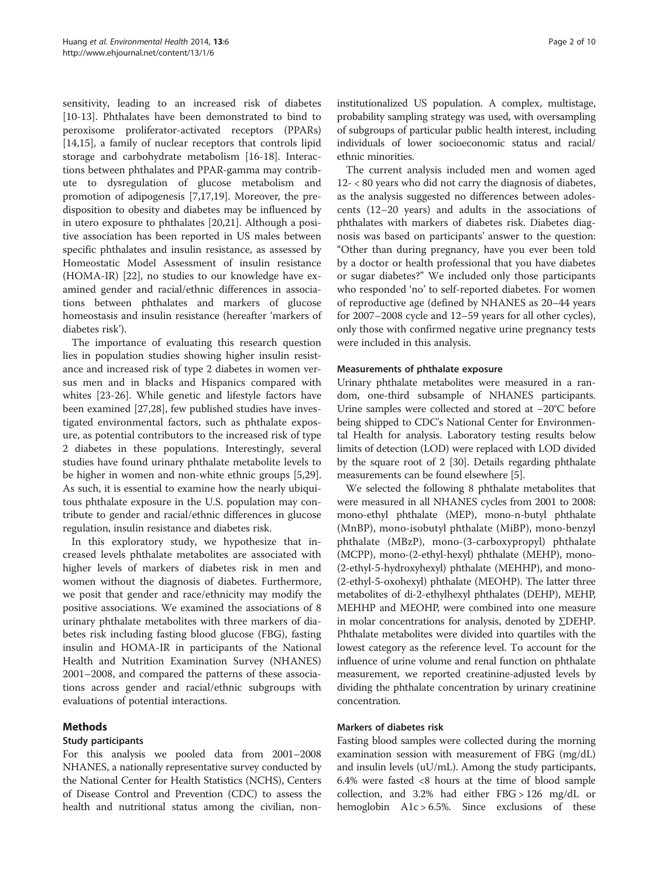sensitivity, leading to an increased risk of diabetes [10-13]. Phthalates have been demonstrated to bind to peroxisome proliferator-activated receptors (PPARs) [14,15], a family of nuclear receptors that controls lipid storage and carbohydrate metabolism [16-18]. Interactions between phthalates and PPAR-gamma may contribute to dysregulation of glucose metabolism and promotion of adipogenesis [7,17,19]. Moreover, the predisposition to obesity and diabetes may be influenced by in utero exposure to phthalates [20,21]. Although a positive association has been reported in US males between specific phthalates and insulin resistance, as assessed by Homeostatic Model Assessment of insulin resistance (HOMA-IR) [22], no studies to our knowledge have examined gender and racial/ethnic differences in associations between phthalates and markers of glucose homeostasis and insulin resistance (hereafter 'markers of diabetes risk').

The importance of evaluating this research question lies in population studies showing higher insulin resistance and increased risk of type 2 diabetes in women versus men and in blacks and Hispanics compared with whites [23-26]. While genetic and lifestyle factors have been examined [27,28], few published studies have investigated environmental factors, such as phthalate exposure, as potential contributors to the increased risk of type 2 diabetes in these populations. Interestingly, several studies have found urinary phthalate metabolite levels to be higher in women and non-white ethnic groups [5,29]. As such, it is essential to examine how the nearly ubiquitous phthalate exposure in the U.S. population may contribute to gender and racial/ethnic differences in glucose regulation, insulin resistance and diabetes risk.

In this exploratory study, we hypothesize that increased levels phthalate metabolites are associated with higher levels of markers of diabetes risk in men and women without the diagnosis of diabetes. Furthermore, we posit that gender and race/ethnicity may modify the positive associations. We examined the associations of 8 urinary phthalate metabolites with three markers of diabetes risk including fasting blood glucose (FBG), fasting insulin and HOMA-IR in participants of the National Health and Nutrition Examination Survey (NHANES) 2001–2008, and compared the patterns of these associations across gender and racial/ethnic subgroups with evaluations of potential interactions.

## Methods

### Study participants

For this analysis we pooled data from 2001–2008 NHANES, a nationally representative survey conducted by the National Center for Health Statistics (NCHS), Centers of Disease Control and Prevention (CDC) to assess the health and nutritional status among the civilian, non-institutionalized US population. A complex, multistage, probability sampling strategy was used, with oversampling of subgroups of particular public health interest, including individuals of lower socioeconomic status and racial/ethnic minorities.

The current analysis included men and women aged 12- < 80 years who did not carry the diagnosis of diabetes, as the analysis suggested no differences between adolescents (12–20 years) and adults in the associations of phthalates with markers of diabetes risk. Diabetes diagnosis was based on participants' answer to the question: "Other than during pregnancy, have you ever been told by a doctor or health professional that you have diabetes or sugar diabetes?" We included only those participants who responded 'no' to self-reported diabetes. For women of reproductive age (defined by NHANES as 20–44 years for 2007–2008 cycle and 12–59 years for all other cycles), only those with confirmed negative urine pregnancy tests were included in this analysis.

### Measurements of phthalate exposure

Urinary phthalate metabolites were measured in a random, one-third subsample of NHANES participants. Urine samples were collected and stored at −20°C before being shipped to CDC's National Center for Environmental Health for analysis. Laboratory testing results below limits of detection (LOD) were replaced with LOD divided by the square root of 2 [30]. Details regarding phthalate measurements can be found elsewhere [5].

We selected the following 8 phthalate metabolites that were measured in all NHANES cycles from 2001 to 2008: mono-ethyl phthalate (MEP), mono-n-butyl phthalate (MnBP), mono-isobutyl phthalate (MiBP), mono-benzyl phthalate (MBzP), mono-(3-carboxypropyl) phthalate (MCPP), mono-(2-ethyl-hexyl) phthalate (MEHP), mono-(2-ethyl-5-hydroxyhexyl) phthalate (MEHHP), and mono-(2-ethyl-5-oxohexyl) phthalate (MEOHP). The latter three metabolites of di-2-ethylhexyl phthalates (DEHP), MEHP, MEHHP and MEOHP, were combined into one measure in molar concentrations for analysis, denoted by ∑DEHP. Phthalate metabolites were divided into quartiles with the lowest category as the reference level. To account for the influence of urine volume and renal function on phthalate measurement, we reported creatinine-adjusted levels by dividing the phthalate concentration by urinary creatinine concentration.

### Markers of diabetes risk

Fasting blood samples were collected during the morning examination session with measurement of FBG (mg/dL) and insulin levels (uU/mL). Among the study participants, 6.4% were fasted <8 hours at the time of blood sample collection, and 3.2% had either FBG > 126 mg/dL or hemoglobin A1c > 6.5%. Since exclusions of these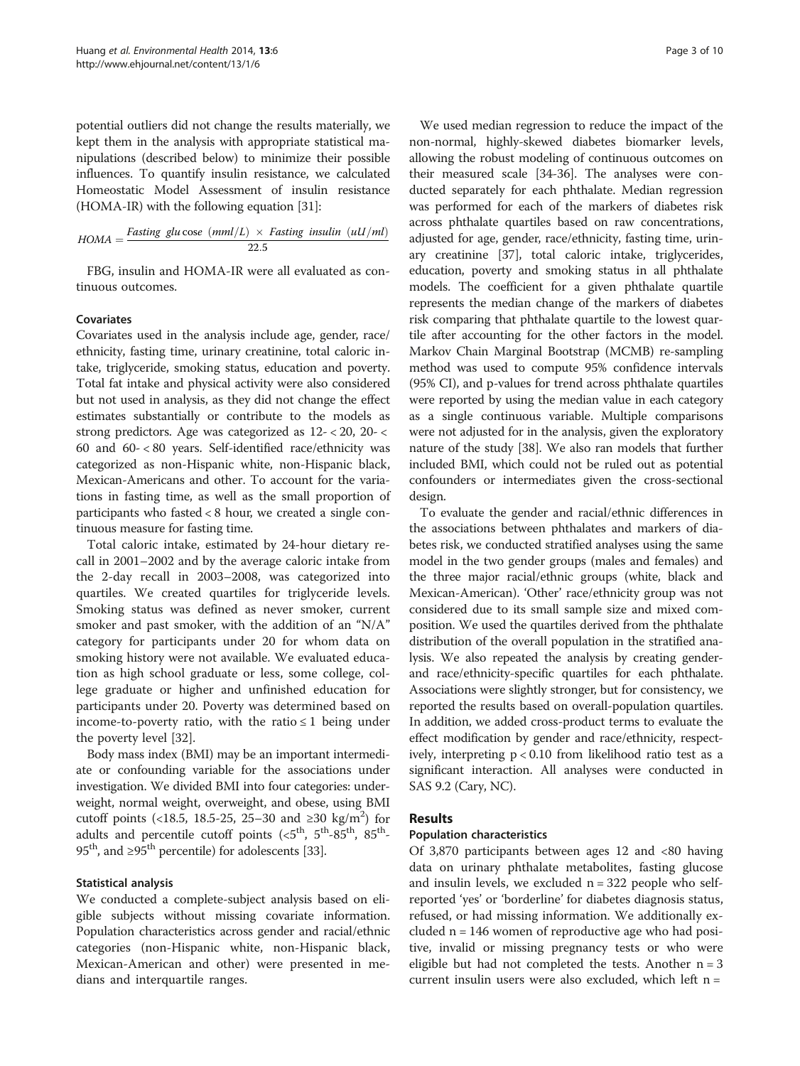potential outliers did not change the results materially, we kept them in the analysis with appropriate statistical manipulations (described below) to minimize their possible influences. To quantify insulin resistance, we calculated Homeostatic Model Assessment of insulin resistance (HOMA-IR) with the following equation [31]:

$$HOMA = \frac{Fasting\ glucose\ (mml/L)\ \times\ Fasting\ insulin\ (uU/ml)}{22.5}$$

FBG, insulin and HOMA-IR were all evaluated as continuous outcomes.

### Covariates

Covariates used in the analysis include age, gender, race/ethnicity, fasting time, urinary creatinine, total caloric intake, triglyceride, smoking status, education and poverty. Total fat intake and physical activity were also considered but not used in analysis, as they did not change the effect estimates substantially or contribute to the models as strong predictors. Age was categorized as 12- < 20, 20- < 60 and 60- < 80 years. Self-identified race/ethnicity was categorized as non-Hispanic white, non-Hispanic black, Mexican-Americans and other. To account for the variations in fasting time, as well as the small proportion of participants who fasted < 8 hour, we created a single continuous measure for fasting time.

Total caloric intake, estimated by 24-hour dietary recall in 2001–2002 and by the average caloric intake from the 2-day recall in 2003–2008, was categorized into quartiles. We created quartiles for triglyceride levels. Smoking status was defined as never smoker, current smoker and past smoker, with the addition of an "N/A" category for participants under 20 for whom data on smoking history were not available. We evaluated education as high school graduate or less, some college, college graduate or higher and unfinished education for participants under 20. Poverty was determined based on income-to-poverty ratio, with the ratio ≤ 1 being under the poverty level [32].

Body mass index (BMI) may be an important intermediate or confounding variable for the associations under investigation. We divided BMI into four categories: underweight, normal weight, overweight, and obese, using BMI cutoff points (<18.5, 18.5-25, 25–30 and ≥30 kg/m$^2$) for adults and percentile cutoff points (<5$^{th}$, 5$^{th}$-85$^{th}$, 85$^{th}$-95$^{th}$, and ≥95$^{th}$ percentile) for adolescents [33].

### Statistical analysis

We conducted a complete-subject analysis based on eligible subjects without missing covariate information. Population characteristics across gender and racial/ethnic categories (non-Hispanic white, non-Hispanic black, Mexican-American and other) were presented in medians and interquartile ranges.

We used median regression to reduce the impact of the non-normal, highly-skewed diabetes biomarker levels, allowing the robust modeling of continuous outcomes on their measured scale [34-36]. The analyses were conducted separately for each phthalate. Median regression was performed for each of the markers of diabetes risk across phthalate quartiles based on raw concentrations, adjusted for age, gender, race/ethnicity, fasting time, urinary creatinine [37], total caloric intake, triglycerides, education, poverty and smoking status in all phthalate models. The coefficient for a given phthalate quartile represents the median change of the markers of diabetes risk comparing that phthalate quartile to the lowest quartile after accounting for the other factors in the model. Markov Chain Marginal Bootstrap (MCMB) re-sampling method was used to compute 95% confidence intervals (95% CI), and p-values for trend across phthalate quartiles were reported by using the median value in each category as a single continuous variable. Multiple comparisons were not adjusted for in the analysis, given the exploratory nature of the study [38]. We also ran models that further included BMI, which could not be ruled out as potential confounders or intermediates given the cross-sectional design.

To evaluate the gender and racial/ethnic differences in the associations between phthalates and markers of diabetes risk, we conducted stratified analyses using the same model in the two gender groups (males and females) and the three major racial/ethnic groups (white, black and Mexican-American). 'Other' race/ethnicity group was not considered due to its small sample size and mixed composition. We used the quartiles derived from the phthalate distribution of the overall population in the stratified analysis. We also repeated the analysis by creating gender- and race/ethnicity-specific quartiles for each phthalate. Associations were slightly stronger, but for consistency, we reported the results based on overall-population quartiles. In addition, we added cross-product terms to evaluate the effect modification by gender and race/ethnicity, respectively, interpreting $p < 0.10$ from likelihood ratio test as a significant interaction. All analyses were conducted in SAS 9.2 (Cary, NC).

## Results

### Population characteristics

Of 3,870 participants between ages 12 and <80 having data on urinary phthalate metabolites, fasting glucose and insulin levels, we excluded n = 322 people who self-reported 'yes' or 'borderline' for diabetes diagnosis status, refused, or had missing information. We additionally excluded n = 146 women of reproductive age who had positive, invalid or missing pregnancy tests or who were eligible but had not completed the tests. Another n = 3 current insulin users were also excluded, which left n =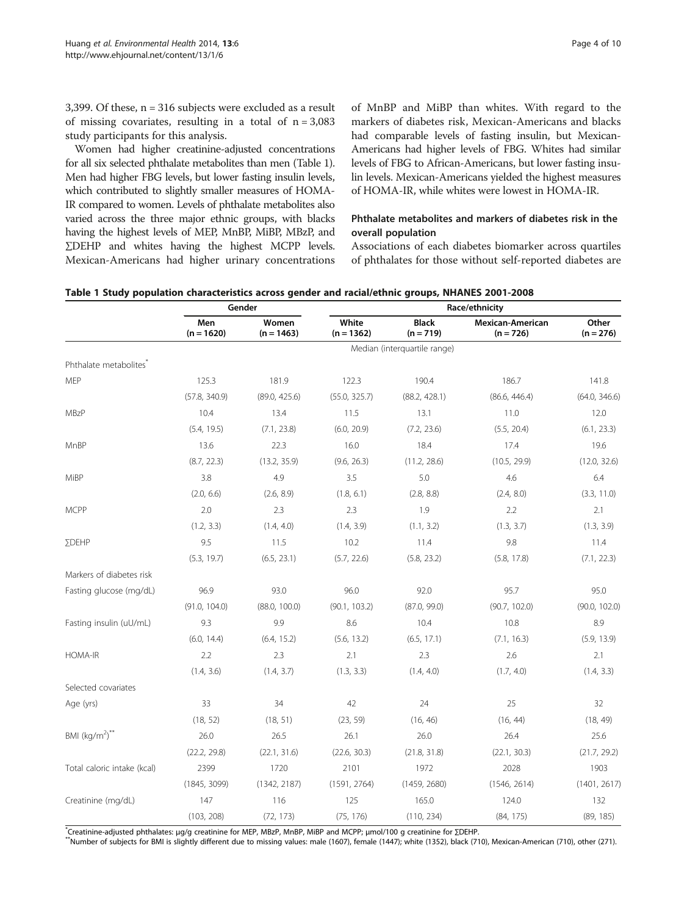3,399. Of these, n = 316 subjects were excluded as a result of missing covariates, resulting in a total of n = 3,083 study participants for this analysis.

Women had higher creatinine-adjusted concentrations for all six selected phthalate metabolites than men (Table 1). Men had higher FBG levels, but lower fasting insulin levels, which contributed to slightly smaller measures of HOMA-IR compared to women. Levels of phthalate metabolites also varied across the three major ethnic groups, with blacks having the highest levels of MEP, MnBP, MiBP, MBzP, and ∑DEHP and whites having the highest MCPP levels. Mexican-Americans had higher urinary concentrations of MnBP and MiBP than whites. With regard to the markers of diabetes risk, Mexican-Americans and blacks had comparable levels of fasting insulin, but Mexican-Americans had higher levels of FBG. Whites had similar levels of FBG to African-Americans, but lower fasting insulin levels. Mexican-Americans yielded the highest measures of HOMA-IR, while whites were lowest in HOMA-IR.

### Phthalate metabolites and markers of diabetes risk in the overall population

Associations of each diabetes biomarker across quartiles of phthalates for those without self-reported diabetes are

**Table 1 Study population characteristics across gender and racial/ethnic groups, NHANES 2001-2008**

| | Gender | | Race/ethnicity | | | |
|---|---|---|---|---|---|---|
| | Men (n = 1620) | Women (n = 1463) | White (n = 1362) | Black (n = 719) | Mexican-American (n = 726) | Other (n = 276) |
| | Median (interquartile range) | | | | | |
| Phthalate metabolites* | | | | | | |
| MEP | 125.3 | 181.9 | 122.3 | 190.4 | 186.7 | 141.8 |
| | (57.8, 340.9) | (89.0, 425.6) | (55.0, 325.7) | (88.2, 428.1) | (86.6, 446.4) | (64.0, 346.6) |
| MBzP | 10.4 | 13.4 | 11.5 | 13.1 | 11.0 | 12.0 |
| | (5.4, 19.5) | (7.1, 23.8) | (6.0, 20.9) | (7.2, 23.6) | (5.5, 20.4) | (6.1, 23.3) |
| MnBP | 13.6 | 22.3 | 16.0 | 18.4 | 17.4 | 19.6 |
| | (8.7, 22.3) | (13.2, 35.9) | (9.6, 26.3) | (11.2, 28.6) | (10.5, 29.9) | (12.0, 32.6) |
| MiBP | 3.8 | 4.9 | 3.5 | 5.0 | 4.6 | 6.4 |
| | (2.0, 6.6) | (2.6, 8.9) | (1.8, 6.1) | (2.8, 8.8) | (2.4, 8.0) | (3.3, 11.0) |
| MCPP | 2.0 | 2.3 | 2.3 | 1.9 | 2.2 | 2.1 |
| | (1.2, 3.3) | (1.4, 4.0) | (1.4, 3.9) | (1.1, 3.2) | (1.3, 3.7) | (1.3, 3.9) |
| ∑DEHP | 9.5 | 11.5 | 10.2 | 11.4 | 9.8 | 11.4 |
| | (5.3, 19.7) | (6.5, 23.1) | (5.7, 22.6) | (5.8, 23.2) | (5.8, 17.8) | (7.1, 22.3) |
| Markers of diabetes risk | | | | | | |
| Fasting glucose (mg/dL) | 96.9 | 93.0 | 96.0 | 92.0 | 95.7 | 95.0 |
| | (91.0, 104.0) | (88.0, 100.0) | (90.1, 103.2) | (87.0, 99.0) | (90.7, 102.0) | (90.0, 102.0) |
| Fasting insulin (uU/mL) | 9.3 | 9.9 | 8.6 | 10.4 | 10.8 | 8.9 |
| | (6.0, 14.4) | (6.4, 15.2) | (5.6, 13.2) | (6.5, 17.1) | (7.1, 16.3) | (5.9, 13.9) |
| HOMA-IR | 2.2 | 2.3 | 2.1 | 2.3 | 2.6 | 2.1 |
| | (1.4, 3.6) | (1.4, 3.7) | (1.3, 3.3) | (1.4, 4.0) | (1.7, 4.0) | (1.4, 3.3) |
| Selected covariates | | | | | | |
| Age (yrs) | 33 | 34 | 42 | 24 | 25 | 32 |
| | (18, 52) | (18, 51) | (23, 59) | (16, 46) | (16, 44) | (18, 49) |
| BMI ($kg/m^2$)** | 26.0 | 26.5 | 26.1 | 26.0 | 26.4 | 25.6 |
| | (22.2, 29.8) | (22.1, 31.6) | (22.6, 30.3) | (21.8, 31.8) | (22.1, 30.3) | (21.7, 29.2) |
| Total caloric intake (kcal) | 2399 | 1720 | 2101 | 1972 | 2028 | 1903 |
| | (1845, 3099) | (1342, 2187) | (1591, 2764) | (1459, 2680) | (1546, 2614) | (1401, 2617) |
| Creatinine (mg/dL) | 147 | 116 | 125 | 165.0 | 124.0 | 132 |
| | (103, 208) | (72, 173) | (75, 176) | (110, 234) | (84, 175) | (89, 185) |

*Creatinine-adjusted phthalates: µg/g creatinine for MEP, MBzP, MnBP, MiBP and MCPP; µmol/100 g creatinine for ∑DEHP.
**Number of subjects for BMI is slightly different due to missing values: male (1607), female (1447); white (1352), black (710), Mexican-American (710), other (271).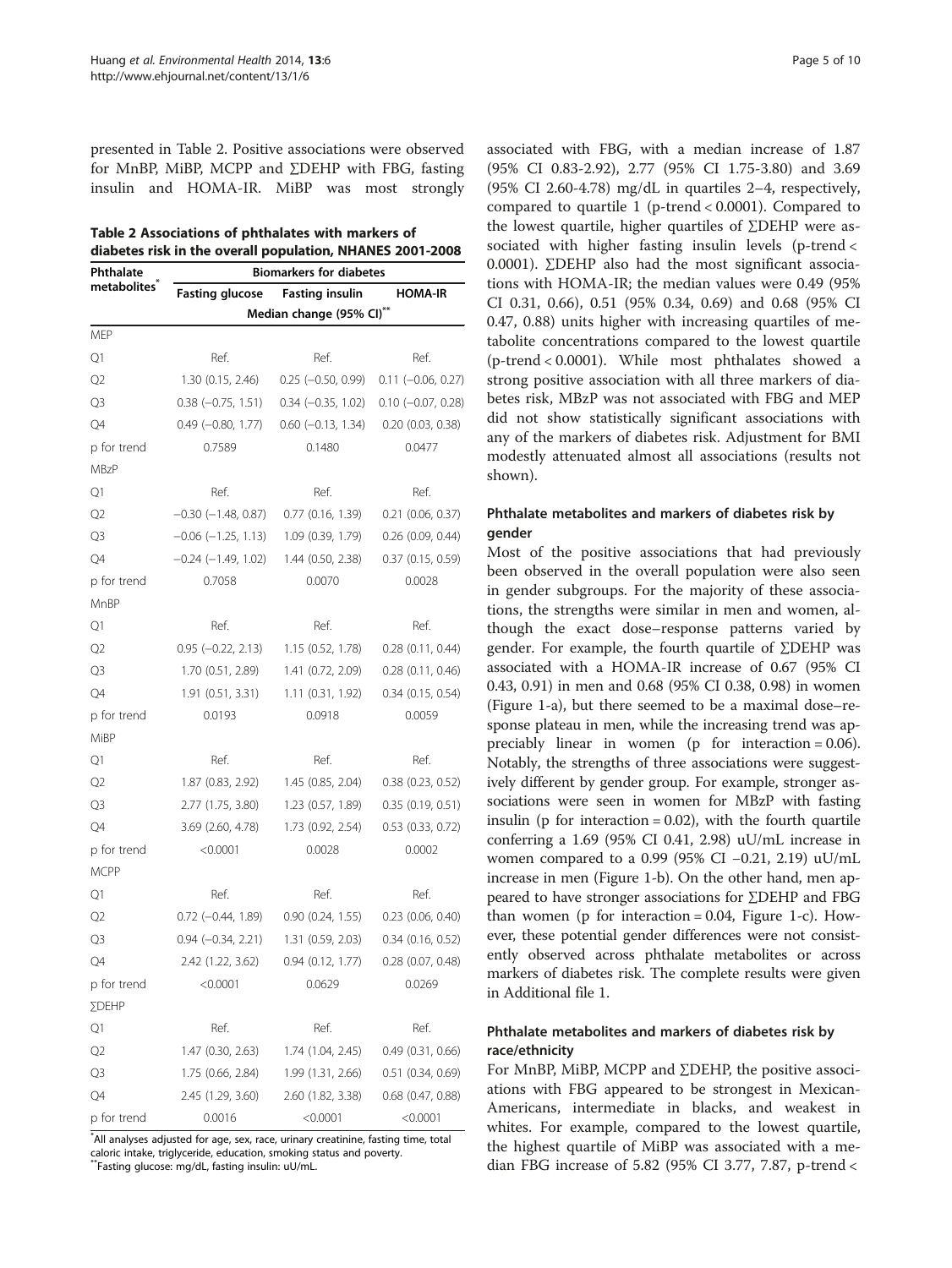presented in Table 2. Positive associations were observed for MnBP, MiBP, MCPP and ∑DEHP with FBG, fasting insulin and HOMA-IR. MiBP was most strongly associated with FBG, with a median increase of 1.87 (95% CI 0.83-2.92), 2.77 (95% CI 1.75-3.80) and 3.69 (95% CI 2.60-4.78) mg/dL in quartiles 2–4, respectively, compared to quartile 1 (p-trend < 0.0001). Compared to the lowest quartile, higher quartiles of ∑DEHP were associated with higher fasting insulin levels (p-trend < 0.0001). ∑DEHP also had the most significant associations with HOMA-IR; the median values were 0.49 (95% CI 0.31, 0.66), 0.51 (95% 0.34, 0.69) and 0.68 (95% CI 0.47, 0.88) units higher with increasing quartiles of metabolite concentrations compared to the lowest quartile (p-trend < 0.0001). While most phthalates showed a strong positive association with all three markers of diabetes risk, MBzP was not associated with FBG and MEP did not show statistically significant associations with any of the markers of diabetes risk. Adjustment for BMI modestly attenuated almost all associations (results not shown).

**Table 2 Associations of phthalates with markers of diabetes risk in the overall population, NHANES 2001-2008**

| Phthalate metabolites* | Biomarkers for diabetes | | |
|---|---|---|---|
| | Fasting glucose | Fasting insulin | HOMA-IR |
| | Median change (95% CI)** | | |
| MEP | | | |
| Q1 | Ref. | Ref. | Ref. |
| Q2 | 1.30 (0.15, 2.46) | 0.25 (−0.50, 0.99) | 0.11 (−0.06, 0.27) |
| Q3 | 0.38 (−0.75, 1.51) | 0.34 (−0.35, 1.02) | 0.10 (−0.07, 0.28) |
| Q4 | 0.49 (−0.80, 1.77) | 0.60 (−0.13, 1.34) | 0.20 (0.03, 0.38) |
| p for trend | 0.7589 | 0.1480 | 0.0477 |
| MBzP | | | |
| Q1 | Ref. | Ref. | Ref. |
| Q2 | −0.30 (−1.48, 0.87) | 0.77 (0.16, 1.39) | 0.21 (0.06, 0.37) |
| Q3 | −0.06 (−1.25, 1.13) | 1.09 (0.39, 1.79) | 0.26 (0.09, 0.44) |
| Q4 | −0.24 (−1.49, 1.02) | 1.44 (0.50, 2.38) | 0.37 (0.15, 0.59) |
| p for trend | 0.7058 | 0.0070 | 0.0028 |
| MnBP | | | |
| Q1 | Ref. | Ref. | Ref. |
| Q2 | 0.95 (−0.22, 2.13) | 1.15 (0.52, 1.78) | 0.28 (0.11, 0.44) |
| Q3 | 1.70 (0.51, 2.89) | 1.41 (0.72, 2.09) | 0.28 (0.11, 0.46) |
| Q4 | 1.91 (0.51, 3.31) | 1.11 (0.31, 1.92) | 0.34 (0.15, 0.54) |
| p for trend | 0.0193 | 0.0918 | 0.0059 |
| MiBP | | | |
| Q1 | Ref. | Ref. | Ref. |
| Q2 | 1.87 (0.83, 2.92) | 1.45 (0.85, 2.04) | 0.38 (0.23, 0.52) |
| Q3 | 2.77 (1.75, 3.80) | 1.23 (0.57, 1.89) | 0.35 (0.19, 0.51) |
| Q4 | 3.69 (2.60, 4.78) | 1.73 (0.92, 2.54) | 0.53 (0.33, 0.72) |
| p for trend | <0.0001 | 0.0028 | 0.0002 |
| MCPP | | | |
| Q1 | Ref. | Ref. | Ref. |
| Q2 | 0.72 (−0.44, 1.89) | 0.90 (0.24, 1.55) | 0.23 (0.06, 0.40) |
| Q3 | 0.94 (−0.34, 2.21) | 1.31 (0.59, 2.03) | 0.34 (0.16, 0.52) |
| Q4 | 2.42 (1.22, 3.62) | 0.94 (0.12, 1.77) | 0.28 (0.07, 0.48) |
| p for trend | <0.0001 | 0.0629 | 0.0269 |
| ∑DEHP | | | |
| Q1 | Ref. | Ref. | Ref. |
| Q2 | 1.47 (0.30, 2.63) | 1.74 (1.04, 2.45) | 0.49 (0.31, 0.66) |
| Q3 | 1.75 (0.66, 2.84) | 1.99 (1.31, 2.66) | 0.51 (0.34, 0.69) |
| Q4 | 2.45 (1.29, 3.60) | 2.60 (1.82, 3.38) | 0.68 (0.47, 0.88) |
| p for trend | 0.0016 | <0.0001 | <0.0001 |

*All analyses adjusted for age, sex, race, urinary creatinine, fasting time, total caloric intake, triglyceride, education, smoking status and poverty.
**Fasting glucose: mg/dL, fasting insulin: uU/mL.

### Phthalate metabolites and markers of diabetes risk by gender

Most of the positive associations that had previously been observed in the overall population were also seen in gender subgroups. For the majority of these associations, the strengths were similar in men and women, although the exact dose–response patterns varied by gender. For example, the fourth quartile of ∑DEHP was associated with a HOMA-IR increase of 0.67 (95% CI 0.43, 0.91) in men and 0.68 (95% CI 0.38, 0.98) in women (Figure 1-a), but there seemed to be a maximal dose–response plateau in men, while the increasing trend was appreciably linear in women (p for interaction = 0.06). Notably, the strengths of three associations were suggestively different by gender group. For example, stronger associations were seen in women for MBzP with fasting insulin (p for interaction = 0.02), with the fourth quartile conferring a 1.69 (95% CI 0.41, 2.98) uU/mL increase in women compared to a 0.99 (95% CI −0.21, 2.19) uU/mL increase in men (Figure 1-b). On the other hand, men appeared to have stronger associations for ∑DEHP and FBG than women (p for interaction = 0.04, Figure 1-c). However, these potential gender differences were not consistently observed across phthalate metabolites or across markers of diabetes risk. The complete results were given in Additional file 1.

### Phthalate metabolites and markers of diabetes risk by race/ethnicity

For MnBP, MiBP, MCPP and ∑DEHP, the positive associations with FBG appeared to be strongest in Mexican-Americans, intermediate in blacks, and weakest in whites. For example, compared to the lowest quartile, the highest quartile of MiBP was associated with a median FBG increase of 5.82 (95% CI 3.77, 7.87, p-trend <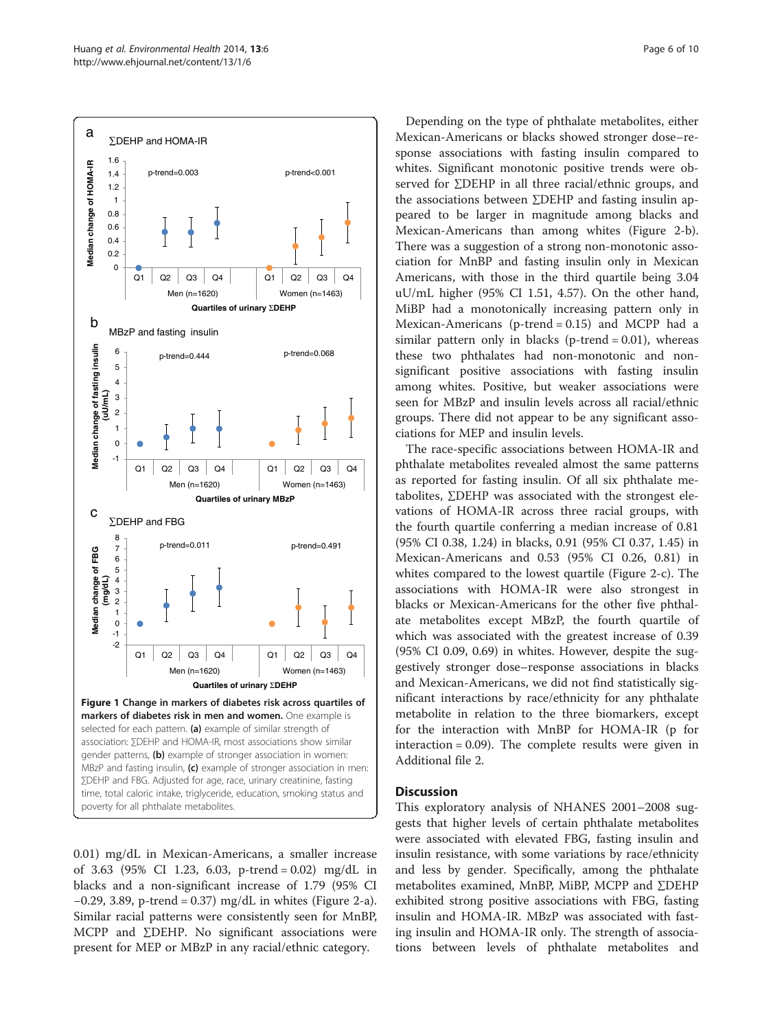**Figure 1 Change in markers of diabetes risk across quartiles of markers of diabetes risk in men and women.** One example is selected for each pattern. **(a)** example of similar strength of association: ∑DEHP and HOMA-IR, most associations show similar gender patterns, **(b)** example of stronger association in women: MBzP and fasting insulin, **(c)** example of stronger association in men: ∑DEHP and FBG. Adjusted for age, race, urinary creatinine, fasting time, total caloric intake, triglyceride, education, smoking status and poverty for all phthalate metabolites.

0.01) mg/dL in Mexican-Americans, a smaller increase of 3.63 (95% CI 1.23, 6.03, p-trend = 0.02) mg/dL in blacks and a non-significant increase of 1.79 (95% CI −0.29, 3.89, p-trend = 0.37) mg/dL in whites (Figure 2-a). Similar racial patterns were consistently seen for MnBP, MCPP and ∑DEHP. No significant associations were present for MEP or MBzP in any racial/ethnic category.

Depending on the type of phthalate metabolites, either Mexican-Americans or blacks showed stronger dose–response associations with fasting insulin compared to whites. Significant monotonic positive trends were observed for ∑DEHP in all three racial/ethnic groups, and the associations between ∑DEHP and fasting insulin appeared to be larger in magnitude among blacks and Mexican-Americans than among whites (Figure 2-b). There was a suggestion of a strong non-monotonic association for MnBP and fasting insulin only in Mexican Americans, with those in the third quartile being 3.04 uU/mL higher (95% CI 1.51, 4.57). On the other hand, MiBP had a monotonically increasing pattern only in Mexican-Americans (p-trend = 0.15) and MCPP had a similar pattern only in blacks (p-trend = 0.01), whereas these two phthalates had non-monotonic and non-significant positive associations with fasting insulin among whites. Positive, but weaker associations were seen for MBzP and insulin levels across all racial/ethnic groups. There did not appear to be any significant associations for MEP and insulin levels.

The race-specific associations between HOMA-IR and phthalate metabolites revealed almost the same patterns as reported for fasting insulin. Of all six phthalate metabolites, ∑DEHP was associated with the strongest elevations of HOMA-IR across three racial groups, with the fourth quartile conferring a median increase of 0.81 (95% CI 0.38, 1.24) in blacks, 0.91 (95% CI 0.37, 1.45) in Mexican-Americans and 0.53 (95% CI 0.26, 0.81) in whites compared to the lowest quartile (Figure 2-c). The associations with HOMA-IR were also strongest in blacks or Mexican-Americans for the other five phthalate metabolites except MBzP, the fourth quartile of which was associated with the greatest increase of 0.39 (95% CI 0.09, 0.69) in whites. However, despite the suggestively stronger dose–response associations in blacks and Mexican-Americans, we did not find statistically significant interactions by race/ethnicity for any phthalate metabolite in relation to the three biomarkers, except for the interaction with MnBP for HOMA-IR (p for interaction = 0.09). The complete results were given in Additional file 2.

## Discussion

This exploratory analysis of NHANES 2001–2008 suggests that higher levels of certain phthalate metabolites were associated with elevated FBG, fasting insulin and insulin resistance, with some variations by race/ethnicity and less by gender. Specifically, among the phthalate metabolites examined, MnBP, MiBP, MCPP and ∑DEHP exhibited strong positive associations with FBG, fasting insulin and HOMA-IR. MBzP was associated with fasting insulin and HOMA-IR only. The strength of associations between levels of phthalate metabolites and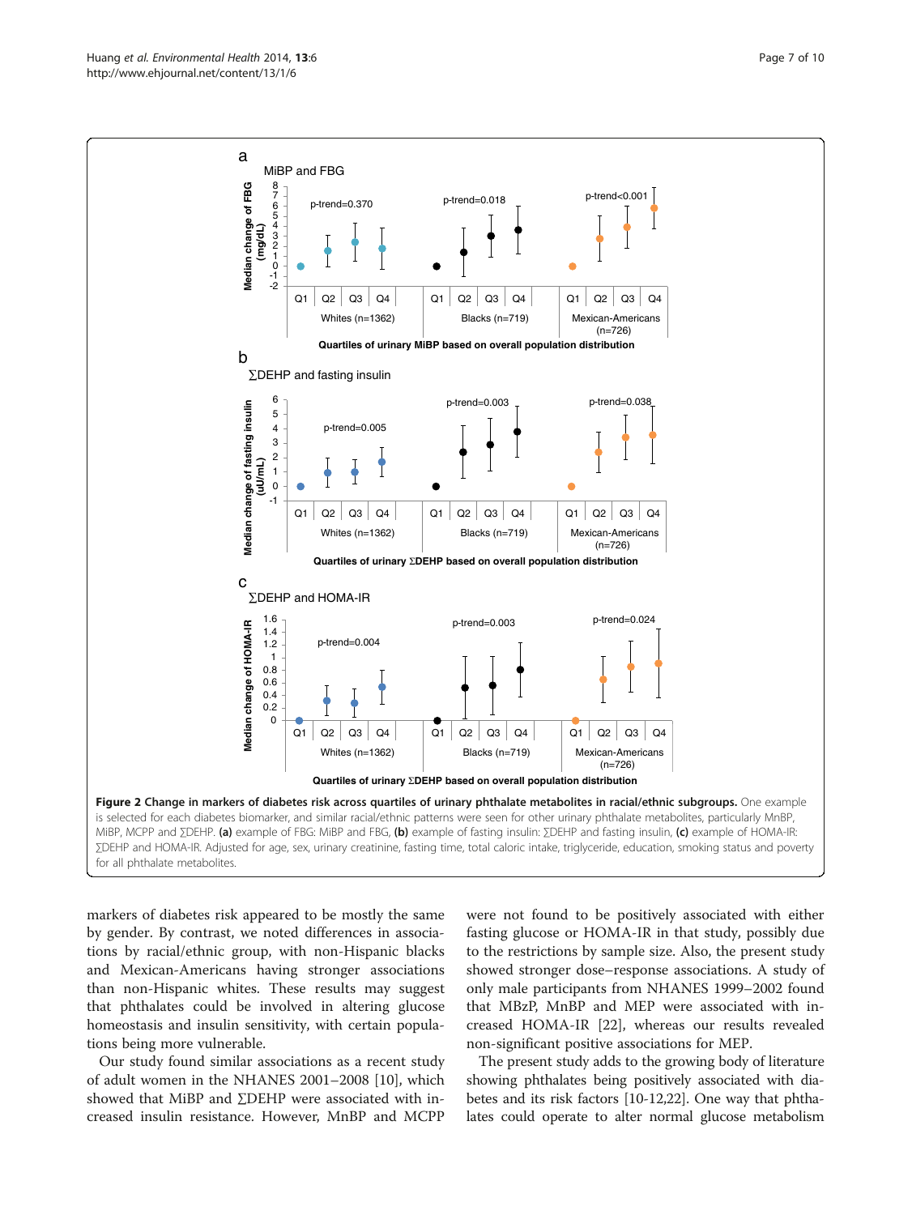**Figure 2 Change in markers of diabetes risk across quartiles of urinary phthalate metabolites in racial/ethnic subgroups.** One example is selected for each diabetes biomarker, and similar racial/ethnic patterns were seen for other urinary phthalate metabolites, particularly MnBP, MiBP, MCPP and ∑DEHP. **(a)** example of FBG: MiBP and FBG, **(b)** example of fasting insulin: ∑DEHP and fasting insulin, **(c)** example of HOMA-IR: ∑DEHP and HOMA-IR. Adjusted for age, sex, urinary creatinine, fasting time, total caloric intake, triglyceride, education, smoking status and poverty for all phthalate metabolites.

markers of diabetes risk appeared to be mostly the same by gender. By contrast, we noted differences in associations by racial/ethnic group, with non-Hispanic blacks and Mexican-Americans having stronger associations than non-Hispanic whites. These results may suggest that phthalates could be involved in altering glucose homeostasis and insulin sensitivity, with certain populations being more vulnerable.

Our study found similar associations as a recent study of adult women in the NHANES 2001–2008 [10], which showed that MiBP and ∑DEHP were associated with increased insulin resistance. However, MnBP and MCPP were not found to be positively associated with either fasting glucose or HOMA-IR in that study, possibly due to the restrictions by sample size. Also, the present study showed stronger dose–response associations. A study of only male participants from NHANES 1999–2002 found that MBzP, MnBP and MEP were associated with increased HOMA-IR [22], whereas our results revealed non-significant positive associations for MEP.

The present study adds to the growing body of literature showing phthalates being positively associated with diabetes and its risk factors [10-12,22]. One way that phthalates could operate to alter normal glucose metabolism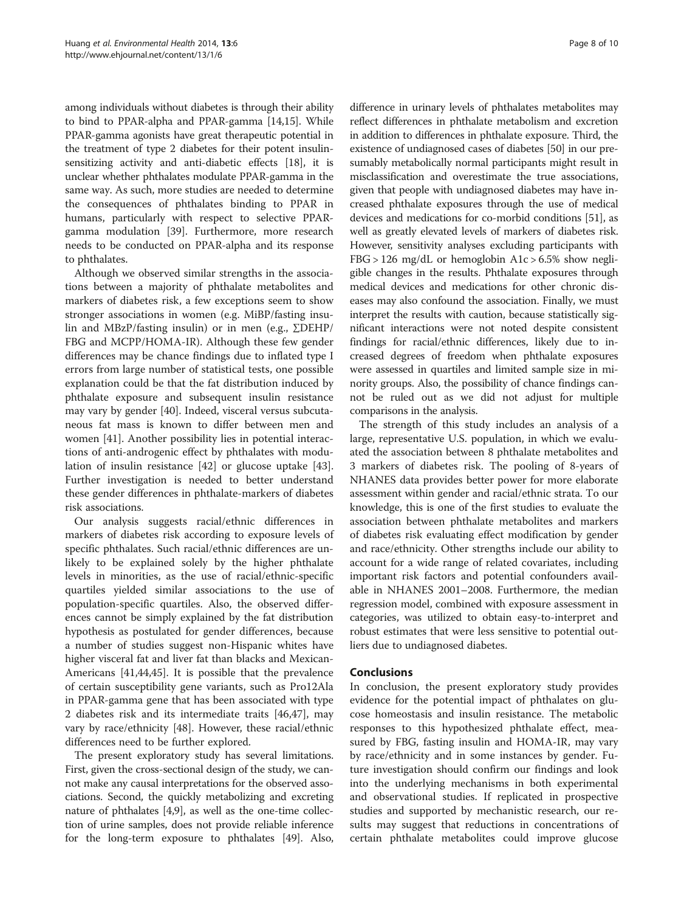among individuals without diabetes is through their ability to bind to PPAR-alpha and PPAR-gamma [14,15]. While PPAR-gamma agonists have great therapeutic potential in the treatment of type 2 diabetes for their potent insulin-sensitizing activity and anti-diabetic effects [18], it is unclear whether phthalates modulate PPAR-gamma in the same way. As such, more studies are needed to determine the consequences of phthalates binding to PPAR in humans, particularly with respect to selective PPAR-gamma modulation [39]. Furthermore, more research needs to be conducted on PPAR-alpha and its response to phthalates.

Although we observed similar strengths in the associations between a majority of phthalate metabolites and markers of diabetes risk, a few exceptions seem to show stronger associations in women (e.g. MiBP/fasting insulin and MBzP/fasting insulin) or in men (e.g., ∑DEHP/FBG and MCPP/HOMA-IR). Although these few gender differences may be chance findings due to inflated type I errors from large number of statistical tests, one possible explanation could be that the fat distribution induced by phthalate exposure and subsequent insulin resistance may vary by gender [40]. Indeed, visceral versus subcutaneous fat mass is known to differ between men and women [41]. Another possibility lies in potential interactions of anti-androgenic effect by phthalates with modulation of insulin resistance [42] or glucose uptake [43]. Further investigation is needed to better understand these gender differences in phthalate-markers of diabetes risk associations.

Our analysis suggests racial/ethnic differences in markers of diabetes risk according to exposure levels of specific phthalates. Such racial/ethnic differences are unlikely to be explained solely by the higher phthalate levels in minorities, as the use of racial/ethnic-specific quartiles yielded similar associations to the use of population-specific quartiles. Also, the observed differences cannot be simply explained by the fat distribution hypothesis as postulated for gender differences, because a number of studies suggest non-Hispanic whites have higher visceral fat and liver fat than blacks and Mexican-Americans [41,44,45]. It is possible that the prevalence of certain susceptibility gene variants, such as Pro12Ala in PPAR-gamma gene that has been associated with type 2 diabetes risk and its intermediate traits [46,47], may vary by race/ethnicity [48]. However, these racial/ethnic differences need to be further explored.

The present exploratory study has several limitations. First, given the cross-sectional design of the study, we cannot make any causal interpretations for the observed associations. Second, the quickly metabolizing and excreting nature of phthalates [4,9], as well as the one-time collection of urine samples, does not provide reliable inference for the long-term exposure to phthalates [49]. Also, difference in urinary levels of phthalates metabolites may reflect differences in phthalate metabolism and excretion in addition to differences in phthalate exposure. Third, the existence of undiagnosed cases of diabetes [50] in our presumably metabolically normal participants might result in misclassification and overestimate the true associations, given that people with undiagnosed diabetes may have increased phthalate exposures through the use of medical devices and medications for co-morbid conditions [51], as well as greatly elevated levels of markers of diabetes risk. However, sensitivity analyses excluding participants with FBG > 126 mg/dL or hemoglobin A1c > 6.5% show negligible changes in the results. Phthalate exposures through medical devices and medications for other chronic diseases may also confound the association. Finally, we must interpret the results with caution, because statistically significant interactions were not noted despite consistent findings for racial/ethnic differences, likely due to increased degrees of freedom when phthalate exposures were assessed in quartiles and limited sample size in minority groups. Also, the possibility of chance findings cannot be ruled out as we did not adjust for multiple comparisons in the analysis.

The strength of this study includes an analysis of a large, representative U.S. population, in which we evaluated the association between 8 phthalate metabolites and 3 markers of diabetes risk. The pooling of 8-years of NHANES data provides better power for more elaborate assessment within gender and racial/ethnic strata. To our knowledge, this is one of the first studies to evaluate the association between phthalate metabolites and markers of diabetes risk evaluating effect modification by gender and race/ethnicity. Other strengths include our ability to account for a wide range of related covariates, including important risk factors and potential confounders available in NHANES 2001–2008. Furthermore, the median regression model, combined with exposure assessment in categories, was utilized to obtain easy-to-interpret and robust estimates that were less sensitive to potential outliers due to undiagnosed diabetes.

## Conclusions

In conclusion, the present exploratory study provides evidence for the potential impact of phthalates on glucose homeostasis and insulin resistance. The metabolic responses to this hypothesized phthalate effect, measured by FBG, fasting insulin and HOMA-IR, may vary by race/ethnicity and in some instances by gender. Future investigation should confirm our findings and look into the underlying mechanisms in both experimental and observational studies. If replicated in prospective studies and supported by mechanistic research, our results may suggest that reductions in concentrations of certain phthalate metabolites could improve glucose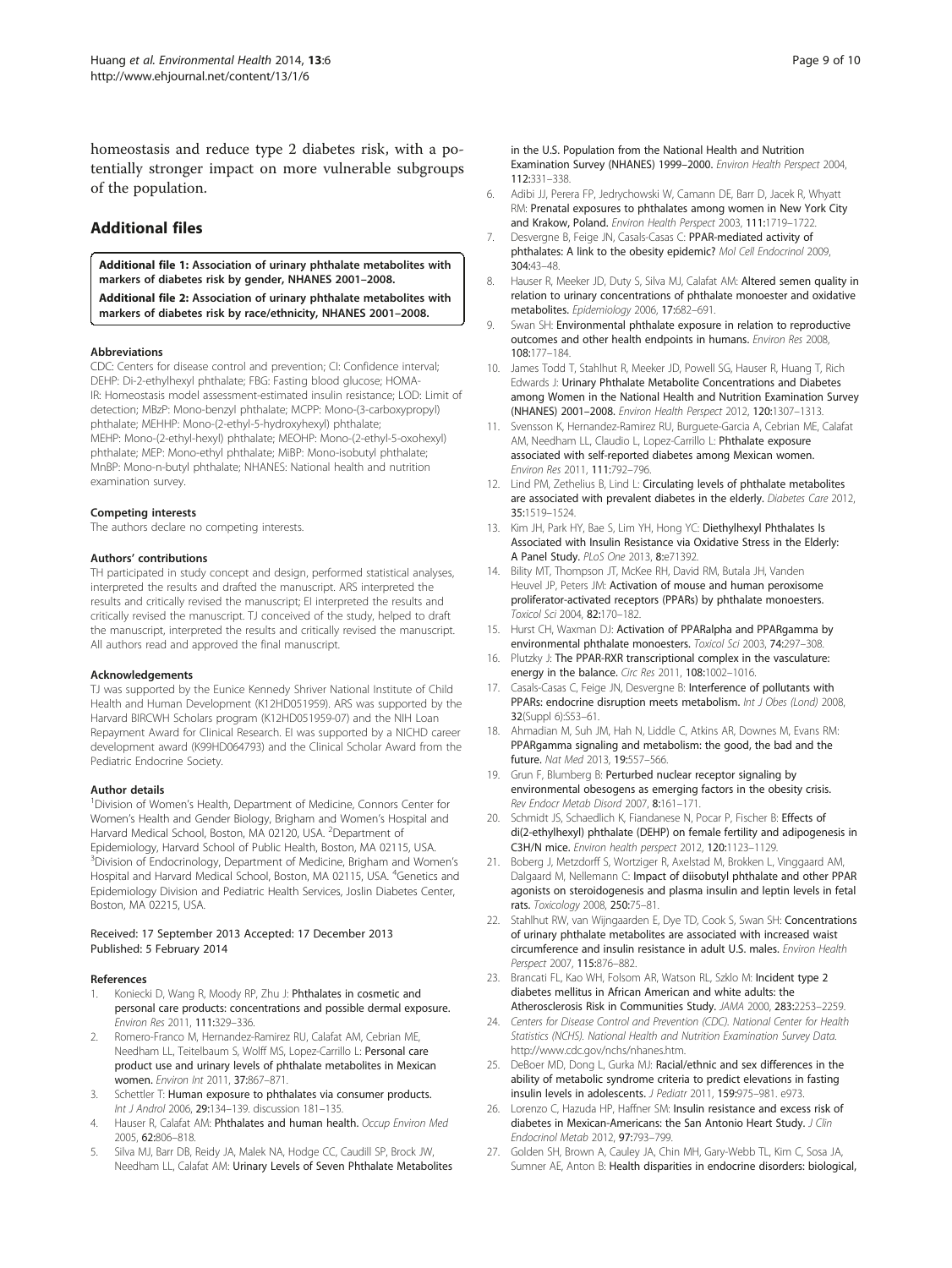homeostasis and reduce type 2 diabetes risk, with a potentially stronger impact on more vulnerable subgroups of the population.

## Additional files

**Additional file 1: Association of urinary phthalate metabolites with markers of diabetes risk by gender, NHANES 2001–2008.**

**Additional file 2: Association of urinary phthalate metabolites with markers of diabetes risk by race/ethnicity, NHANES 2001–2008.**

#### Abbreviations

CDC: Centers for disease control and prevention; CI: Confidence interval; DEHP: Di-2-ethylhexyl phthalate; FBG: Fasting blood glucose; HOMA-IR: Homeostasis model assessment-estimated insulin resistance; LOD: Limit of detection; MBzP: Mono-benzyl phthalate; MCPP: Mono-(3-carboxypropyl) phthalate; MEHHP: Mono-(2-ethyl-5-hydroxyhexyl) phthalate; MEHP: Mono-(2-ethyl-hexyl) phthalate; MEOHP: Mono-(2-ethyl-5-oxohexyl) phthalate; MEP: Mono-ethyl phthalate; MiBP: Mono-isobutyl phthalate; MnBP: Mono-n-butyl phthalate; NHANES: National health and nutrition examination survey.

#### Competing interests

The authors declare no competing interests.

#### Authors' contributions

TH participated in study concept and design, performed statistical analyses, interpreted the results and drafted the manuscript. ARS interpreted the results and critically revised the manuscript; EI interpreted the results and critically revised the manuscript. TJ conceived of the study, helped to draft the manuscript, interpreted the results and critically revised the manuscript. All authors read and approved the final manuscript.

#### Acknowledgements

TJ was supported by the Eunice Kennedy Shriver National Institute of Child Health and Human Development (K12HD051959). ARS was supported by the Harvard BIRCWH Scholars program (K12HD051959-07) and the NIH Loan Repayment Award for Clinical Research. EI was supported by a NICHD career development award (K99HD064793) and the Clinical Scholar Award from the Pediatric Endocrine Society.

#### Author details

[1]Division of Women's Health, Department of Medicine, Connors Center for Women's Health and Gender Biology, Brigham and Women's Hospital and Harvard Medical School, Boston, MA 02120, USA. [2]Department of Epidemiology, Harvard School of Public Health, Boston, MA 02115, USA. [3]Division of Endocrinology, Department of Medicine, Brigham and Women's Hospital and Harvard Medical School, Boston, MA 02115, USA. [4]Genetics and Epidemiology Division and Pediatric Health Services, Joslin Diabetes Center, Boston, MA 02215, USA.

Received: 17 September 2013 Accepted: 17 December 2013
Published: 5 February 2014

#### References

1. Koniecki D, Wang R, Moody RP, Zhu J: **Phthalates in cosmetic and personal care products: concentrations and possible dermal exposure.** *Environ Res* 2011, **111:**329–336.
2. Romero-Franco M, Hernandez-Ramirez RU, Calafat AM, Cebrian ME, Needham LL, Teitelbaum S, Wolff MS, Lopez-Carrillo L: **Personal care product use and urinary levels of phthalate metabolites in Mexican women.** *Environ Int* 2011, **37:**867–871.
3. Schettler T: **Human exposure to phthalates via consumer products.** *Int J Androl* 2006, **29:**134–139. discussion 181–135.
4. Hauser R, Calafat AM: **Phthalates and human health.** *Occup Environ Med* 2005, **62:**806–818.
5. Silva MJ, Barr DB, Reidy JA, Malek NA, Hodge CC, Caudill SP, Brock JW, Needham LL, Calafat AM: **Urinary Levels of Seven Phthalate Metabolites in the U.S. Population from the National Health and Nutrition Examination Survey (NHANES) 1999–2000.** *Environ Health Perspect* 2004, **112:**331–338.
6. Adibi JJ, Perera FP, Jedrychowski W, Camann DE, Barr D, Jacek R, Whyatt RM: **Prenatal exposures to phthalates among women in New York City and Krakow, Poland.** *Environ Health Perspect* 2003, **111:**1719–1722.
7. Desvergne B, Feige JN, Casals-Casas C: **PPAR-mediated activity of phthalates: A link to the obesity epidemic?** *Mol Cell Endocrinol* 2009, **304:**43–48.
8. Hauser R, Meeker JD, Duty S, Silva MJ, Calafat AM: **Altered semen quality in relation to urinary concentrations of phthalate monoester and oxidative metabolites.** *Epidemiology* 2006, **17:**682–691.
9. Swan SH: **Environmental phthalate exposure in relation to reproductive outcomes and other health endpoints in humans.** *Environ Res* 2008, **108:**177–184.
10. James Todd T, Stahlhut R, Meeker JD, Powell SG, Hauser R, Huang T, Rich Edwards J: **Urinary Phthalate Metabolite Concentrations and Diabetes among Women in the National Health and Nutrition Examination Survey (NHANES) 2001–2008.** *Environ Health Perspect* 2012, **120:**1307–1313.
11. Svensson K, Hernandez-Ramirez RU, Burguete-Garcia A, Cebrian ME, Calafat AM, Needham LL, Claudio L, Lopez-Carrillo L: **Phthalate exposure associated with self-reported diabetes among Mexican women.** *Environ Res* 2011, **111:**792–796.
12. Lind PM, Zethelius B, Lind L: **Circulating levels of phthalate metabolites are associated with prevalent diabetes in the elderly.** *Diabetes Care* 2012, **35:**1519–1524.
13. Kim JH, Park HY, Bae S, Lim YH, Hong YC: **Diethylhexyl Phthalates Is Associated with Insulin Resistance via Oxidative Stress in the Elderly: A Panel Study.** *PLoS One* 2013, **8:**e71392.
14. Bility MT, Thompson JT, McKee RH, David RM, Butala JH, Vanden Heuvel JP, Peters JM: **Activation of mouse and human peroxisome proliferator-activated receptors (PPARs) by phthalate monoesters.** *Toxicol Sci* 2004, **82:**170–182.
15. Hurst CH, Waxman DJ: **Activation of PPARalpha and PPARgamma by environmental phthalate monoesters.** *Toxicol Sci* 2003, **74:**297–308.
16. Plutzky J: **The PPAR-RXR transcriptional complex in the vasculature: energy in the balance.** *Circ Res* 2011, **108:**1002–1016.
17. Casals-Casas C, Feige JN, Desvergne B: **Interference of pollutants with PPARs: endocrine disruption meets metabolism.** *Int J Obes (Lond)* 2008, **32**(Suppl 6):S53–61.
18. Ahmadian M, Suh JM, Hah N, Liddle C, Atkins AR, Downes M, Evans RM: **PPARgamma signaling and metabolism: the good, the bad and the future.** *Nat Med* 2013, **19:**557–566.
19. Grun F, Blumberg B: **Perturbed nuclear receptor signaling by environmental obesogens as emerging factors in the obesity crisis.** *Rev Endocr Metab Disord* 2007, **8:**161–171.
20. Schmidt JS, Schaedlich K, Fiandanese N, Pocar P, Fischer B: **Effects of di(2-ethylhexyl) phthalate (DEHP) on female fertility and adipogenesis in C3H/N mice.** *Environ health perspect* 2012, **120:**1123–1129.
21. Boberg J, Metzdorff S, Wortziger R, Axelstad M, Brokken L, Vinggaard AM, Dalgaard M, Nellemann C: **Impact of diisobutyl phthalate and other PPAR agonists on steroidogenesis and plasma insulin and leptin levels in fetal rats.** *Toxicology* 2008, **250:**75–81.
22. Stahlhut RW, van Wijngaarden E, Dye TD, Cook S, Swan SH: **Concentrations of urinary phthalate metabolites are associated with increased waist circumference and insulin resistance in adult U.S. males.** *Environ Health Perspect* 2007, **115:**876–882.
23. Brancati FL, Kao WH, Folsom AR, Watson RL, Szklo M: **Incident type 2 diabetes mellitus in African American and white adults: the Atherosclerosis Risk in Communities Study.** *JAMA* 2000, **283:**2253–2259.
24. *Centers for Disease Control and Prevention (CDC). National Center for Health Statistics (NCHS). National Health and Nutrition Examination Survey Data.* http://www.cdc.gov/nchs/nhanes.htm.
25. DeBoer MD, Dong L, Gurka MJ: **Racial/ethnic and sex differences in the ability of metabolic syndrome criteria to predict elevations in fasting insulin levels in adolescents.** *J Pediatr* 2011, **159:**975–981. e973.
26. Lorenzo C, Hazuda HP, Haffner SM: **Insulin resistance and excess risk of diabetes in Mexican-Americans: the San Antonio Heart Study.** *J Clin Endocrinol Metab* 2012, **97:**793–799.
27. Golden SH, Brown A, Cauley JA, Chin MH, Gary-Webb TL, Kim C, Sosa JA, Sumner AE, Anton B: **Health disparities in endocrine disorders: biological,**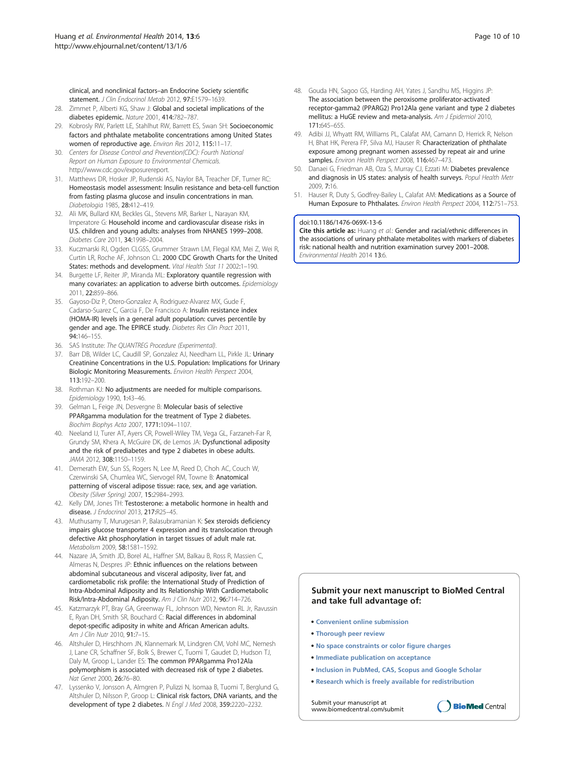clinical, and nonclinical factors–an Endocrine Society scientific statement. *J Clin Endocrinol Metab* 2012, **97:**E1579–1639.

28. Zimmet P, Alberti KG, Shaw J: **Global and societal implications of the diabetes epidemic.** *Nature* 2001, **414:**782–787.
29. Kobrosly RW, Parlett LE, Stahlhut RW, Barrett ES, Swan SH: **Socioeconomic factors and phthalate metabolite concentrations among United States women of reproductive age.** *Environ Res* 2012, **115:**11–17.
30. *Centers for Disease Control and Prevention(CDC): Fourth National Report on Human Exposure to Environmental Chemicals.* http://www.cdc.gov/exposurereport.
31. Matthews DR, Hosker JP, Rudenski AS, Naylor BA, Treacher DF, Turner RC: **Homeostasis model assessment: Insulin resistance and beta-cell function from fasting plasma glucose and insulin concentrations in man.** *Diabetologia* 1985, **28:**412–419.
32. Ali MK, Bullard KM, Beckles GL, Stevens MR, Barker L, Narayan KM, Imperatore G: **Household income and cardiovascular disease risks in U.S. children and young adults: analyses from NHANES 1999–2008.** *Diabetes Care* 2011, **34:**1998–2004.
33. Kuczmarski RJ, Ogden CLGSS, Grummer Strawn LM, Flegal KM, Mei Z, Wei R, Curtin LR, Roche AF, Johnson CL: **2000 CDC Growth Charts for the United States: methods and development.** *Vital Health Stat 11* 2002:1–190.
34. Burgette LF, Reiter JP, Miranda ML: **Exploratory quantile regression with many covariates: an application to adverse birth outcomes.** *Epidemiology* 2011, **22:**859–866.
35. Gayoso-Diz P, Otero-Gonzalez A, Rodriguez-Alvarez MX, Gude F, Cadarso-Suarez C, Garcia F, De Francisco A: **Insulin resistance index (HOMA-IR) levels in a general adult population: curves percentile by gender and age. The EPIRCE study.** *Diabetes Res Clin Pract* 2011, **94:**146–155.
36. SAS Institute: *The QUANTREG Procedure (Experimental).*
37. Barr DB, Wilder LC, Caudill SP, Gonzalez AJ, Needham LL, Pirkle JL: **Urinary Creatinine Concentrations in the U.S. Population: Implications for Urinary Biologic Monitoring Measurements.** *Environ Health Perspect* 2004, **113:**192–200.
38. Rothman KJ: **No adjustments are needed for multiple comparisons.** *Epidemiology* 1990, **1:**43–46.
39. Gelman L, Feige JN, Desvergne B: **Molecular basis of selective PPARgamma modulation for the treatment of Type 2 diabetes.** *Biochim Biophys Acta* 2007, **1771:**1094–1107.
40. Neeland IJ, Turer AT, Ayers CR, Powell-Wiley TM, Vega GL, Farzaneh-Far R, Grundy SM, Khera A, McGuire DK, de Lemos JA: **Dysfunctional adiposity and the risk of prediabetes and type 2 diabetes in obese adults.** *JAMA* 2012, **308:**1150–1159.
41. Demerath EW, Sun SS, Rogers N, Lee M, Reed D, Choh AC, Couch W, Czerwinski SA, Chumlea WC, Siervogel RM, Towne B: **Anatomical patterning of visceral adipose tissue: race, sex, and age variation.** *Obesity (Silver Spring)* 2007, **15:**2984–2993.
42. Kelly DM, Jones TH: **Testosterone: a metabolic hormone in health and disease.** *J Endocrinol* 2013, **217:**R25–45.
43. Muthusamy T, Murugesan P, Balasubramanian K: **Sex steroids deficiency impairs glucose transporter 4 expression and its translocation through defective Akt phosphorylation in target tissues of adult male rat.** *Metabolism* 2009, **58:**1581–1592.
44. Nazare JA, Smith JD, Borel AL, Haffner SM, Balkau B, Ross R, Massien C, Almeras N, Despres JP: **Ethnic influences on the relations between abdominal subcutaneous and visceral adiposity, liver fat, and cardiometabolic risk profile: the International Study of Prediction of Intra-Abdominal Adiposity and Its Relationship With Cardiometabolic Risk/Intra-Abdominal Adiposity.** *Am J Clin Nutr* 2012, **96:**714–726.
45. Katzmarzyk PT, Bray GA, Greenway FL, Johnson WD, Newton RL Jr, Ravussin E, Ryan DH, Smith SR, Bouchard C: **Racial differences in abdominal depot-specific adiposity in white and African American adults.** *Am J Clin Nutr* 2010, **91:**7–15.
46. Altshuler D, Hirschhorn JN, Klannemark M, Lindgren CM, Vohl MC, Nemesh J, Lane CR, Schaffner SF, Bolk S, Brewer C, Tuomi T, Gaudet D, Hudson TJ, Daly M, Groop L, Lander ES: **The common PPARgamma Pro12Ala polymorphism is associated with decreased risk of type 2 diabetes.** *Nat Genet* 2000, **26:**76–80.
47. Lyssenko V, Jonsson A, Almgren P, Pulizzi N, Isomaa B, Tuomi T, Berglund G, Altshuler D, Nilsson P, Groop L: **Clinical risk factors, DNA variants, and the development of type 2 diabetes.** *N Engl J Med* 2008, **359:**2220–2232.
48. Gouda HN, Sagoo GS, Harding AH, Yates J, Sandhu MS, Higgins JP: **The association between the peroxisome proliferator-activated receptor-gamma2 (PPARG2) Pro12Ala gene variant and type 2 diabetes mellitus: a HuGE review and meta-analysis.** *Am J Epidemiol* 2010, **171:**645–655.
49. Adibi JJ, Whyatt RM, Williams PL, Calafat AM, Camann D, Herrick R, Nelson H, Bhat HK, Perera FP, Silva MJ, Hauser R: **Characterization of phthalate exposure among pregnant women assessed by repeat air and urine samples.** *Environ Health Perspect* 2008, **116:**467–473.
50. Danaei G, Friedman AB, Oza S, Murray CJ, Ezzati M: **Diabetes prevalence and diagnosis in US states: analysis of health surveys.** *Popul Health Metr* 2009, **7:**16.
51. Hauser R, Duty S, Godfrey-Bailey L, Calafat AM: **Medications as a Source of Human Exposure to Phthalates.** *Environ Health Perspect* 2004, **112:**751–753.

doi:10.1186/1476-069X-13-6
**Cite this article as:** Huang *et al.*: Gender and racial/ethnic differences in the associations of urinary phthalate metabolites with markers of diabetes risk: national health and nutrition examination survey 2001–2008. *Environmental Health* 2014 **13**:6.

**Submit your next manuscript to BioMed Central and take full advantage of:**

- **Convenient online submission**
- **Thorough peer review**
- **No space constraints or color figure charges**
- **Immediate publication on acceptance**
- **Inclusion in PubMed, CAS, Scopus and Google Scholar**
- **Research which is freely available for redistribution**

Submit your manuscript at
www.biomedcentral.com/submit

BioMed Central